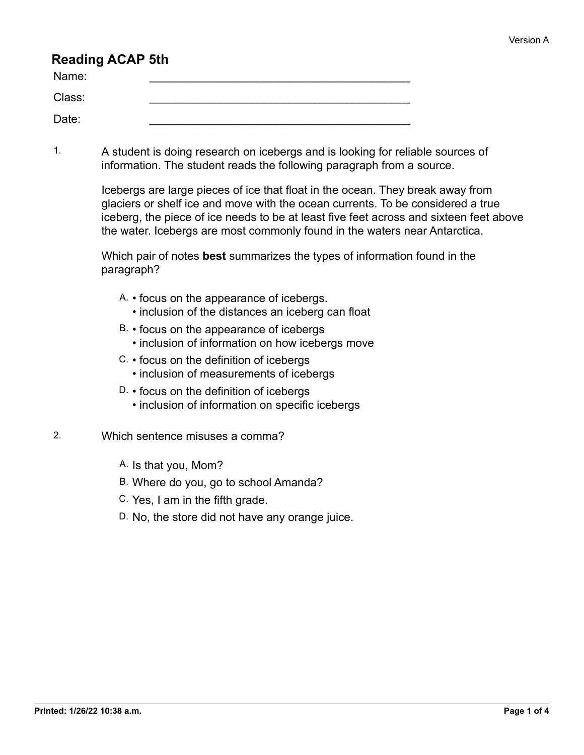Version A

# Reading ACAP 5th

Name: ________________________________________

Class: ________________________________________

Date: ________________________________________

1. A student is doing research on icebergs and is looking for reliable sources of information. The student reads the following paragraph from a source.

   Icebergs are large pieces of ice that float in the ocean. They break away from glaciers or shelf ice and move with the ocean currents. To be considered a true iceberg, the piece of ice needs to be at least five feet across and sixteen feet above the water. Icebergs are most commonly found in the waters near Antarctica.

   Which pair of notes **best** summarizes the types of information found in the paragraph?

   A. • focus on the appearance of icebergs.
      • inclusion of the distances an iceberg can float

   B. • focus on the appearance of icebergs
      • inclusion of information on how icebergs move

   C. • focus on the definition of icebergs
      • inclusion of measurements of icebergs

   D. • focus on the definition of icebergs
      • inclusion of information on specific icebergs

2. Which sentence misuses a comma?

   A. Is that you, Mom?

   B. Where do you, go to school Amanda?

   C. Yes, I am in the fifth grade.

   D. No, the store did not have any orange juice.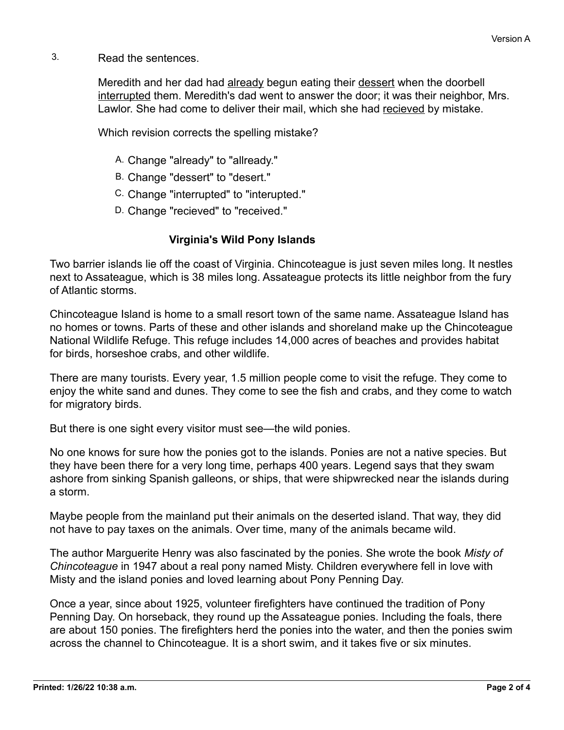3. Read the sentences.

   Meredith and her dad had <u>already</u> begun eating their <u>dessert</u> when the doorbell <u>interrupted</u> them. Meredith's dad went to answer the door; it was their neighbor, Mrs. Lawlor. She had come to deliver their mail, which she had <u>recieved</u> by mistake.

   Which revision corrects the spelling mistake?

   A. Change "already" to "allready."
   B. Change "dessert" to "desert."
   C. Change "interrupted" to "interupted."
   D. Change "recieved" to "received."

**Virginia's Wild Pony Islands**

Two barrier islands lie off the coast of Virginia. Chincoteague is just seven miles long. It nestles next to Assateague, which is 38 miles long. Assateague protects its little neighbor from the fury of Atlantic storms.

Chincoteague Island is home to a small resort town of the same name. Assateague Island has no homes or towns. Parts of these and other islands and shoreland make up the Chincoteague National Wildlife Refuge. This refuge includes 14,000 acres of beaches and provides habitat for birds, horseshoe crabs, and other wildlife.

There are many tourists. Every year, 1.5 million people come to visit the refuge. They come to enjoy the white sand and dunes. They come to see the fish and crabs, and they come to watch for migratory birds.

But there is one sight every visitor must see—the wild ponies.

No one knows for sure how the ponies got to the islands. Ponies are not a native species. But they have been there for a very long time, perhaps 400 years. Legend says that they swam ashore from sinking Spanish galleons, or ships, that were shipwrecked near the islands during a storm.

Maybe people from the mainland put their animals on the deserted island. That way, they did not have to pay taxes on the animals. Over time, many of the animals became wild.

The author Marguerite Henry was also fascinated by the ponies. She wrote the book *Misty of Chincoteague* in 1947 about a real pony named Misty. Children everywhere fell in love with Misty and the island ponies and loved learning about Pony Penning Day.

Once a year, since about 1925, volunteer firefighters have continued the tradition of Pony Penning Day. On horseback, they round up the Assateague ponies. Including the foals, there are about 150 ponies. The firefighters herd the ponies into the water, and then the ponies swim across the channel to Chincoteague. It is a short swim, and it takes five or six minutes.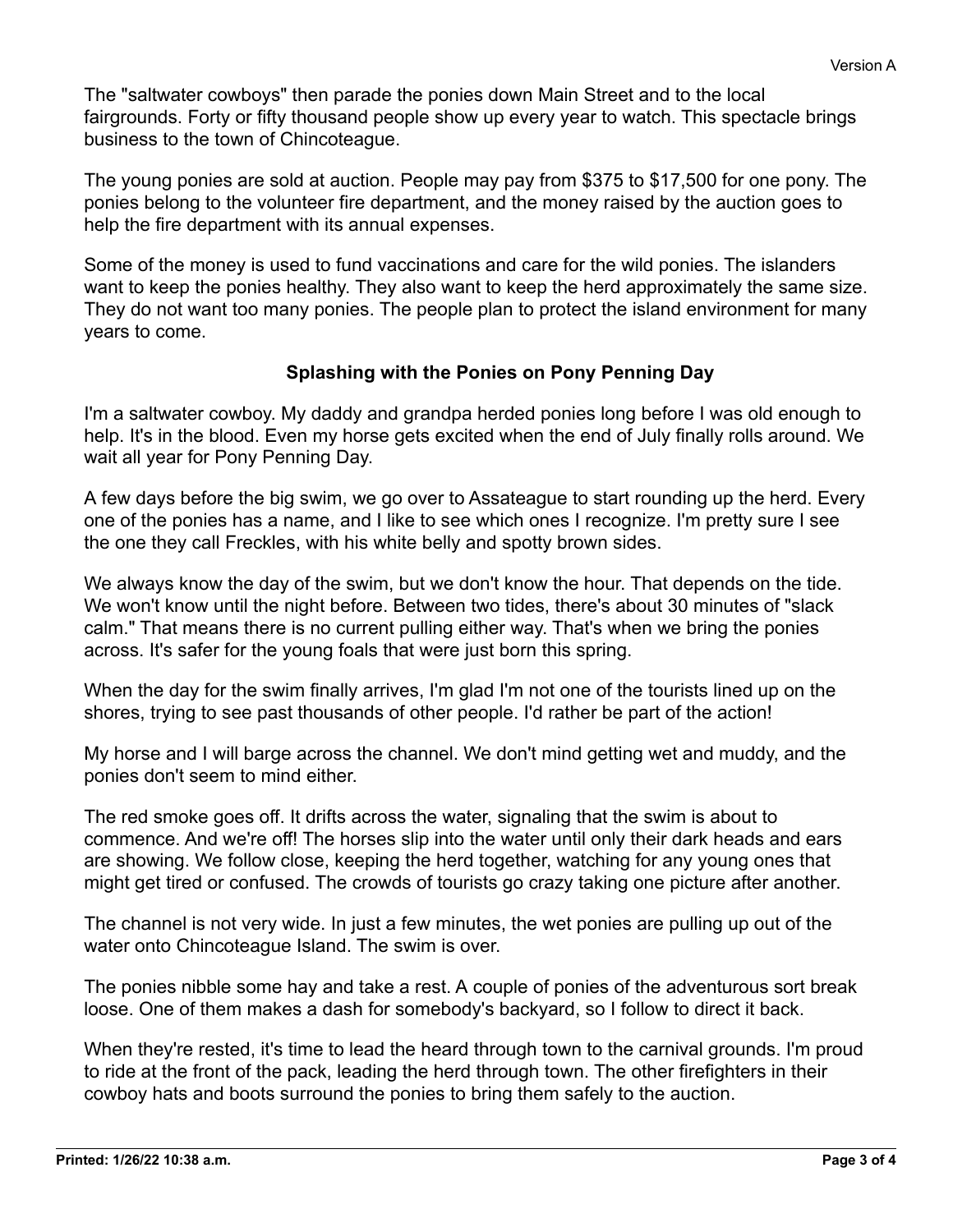The "saltwater cowboys" then parade the ponies down Main Street and to the local fairgrounds. Forty or fifty thousand people show up every year to watch. This spectacle brings business to the town of Chincoteague.

The young ponies are sold at auction. People may pay from $375 to $17,500 for one pony. The ponies belong to the volunteer fire department, and the money raised by the auction goes to help the fire department with its annual expenses.

Some of the money is used to fund vaccinations and care for the wild ponies. The islanders want to keep the ponies healthy. They also want to keep the herd approximately the same size. They do not want too many ponies. The people plan to protect the island environment for many years to come.

## Splashing with the Ponies on Pony Penning Day

I'm a saltwater cowboy. My daddy and grandpa herded ponies long before I was old enough to help. It's in the blood. Even my horse gets excited when the end of July finally rolls around. We wait all year for Pony Penning Day.

A few days before the big swim, we go over to Assateague to start rounding up the herd. Every one of the ponies has a name, and I like to see which ones I recognize. I'm pretty sure I see the one they call Freckles, with his white belly and spotty brown sides.

We always know the day of the swim, but we don't know the hour. That depends on the tide. We won't know until the night before. Between two tides, there's about 30 minutes of "slack calm." That means there is no current pulling either way. That's when we bring the ponies across. It's safer for the young foals that were just born this spring.

When the day for the swim finally arrives, I'm glad I'm not one of the tourists lined up on the shores, trying to see past thousands of other people. I'd rather be part of the action!

My horse and I will barge across the channel. We don't mind getting wet and muddy, and the ponies don't seem to mind either.

The red smoke goes off. It drifts across the water, signaling that the swim is about to commence. And we're off! The horses slip into the water until only their dark heads and ears are showing. We follow close, keeping the herd together, watching for any young ones that might get tired or confused. The crowds of tourists go crazy taking one picture after another.

The channel is not very wide. In just a few minutes, the wet ponies are pulling up out of the water onto Chincoteague Island. The swim is over.

The ponies nibble some hay and take a rest. A couple of ponies of the adventurous sort break loose. One of them makes a dash for somebody's backyard, so I follow to direct it back.

When they're rested, it's time to lead the heard through town to the carnival grounds. I'm proud to ride at the front of the pack, leading the herd through town. The other firefighters in their cowboy hats and boots surround the ponies to bring them safely to the auction.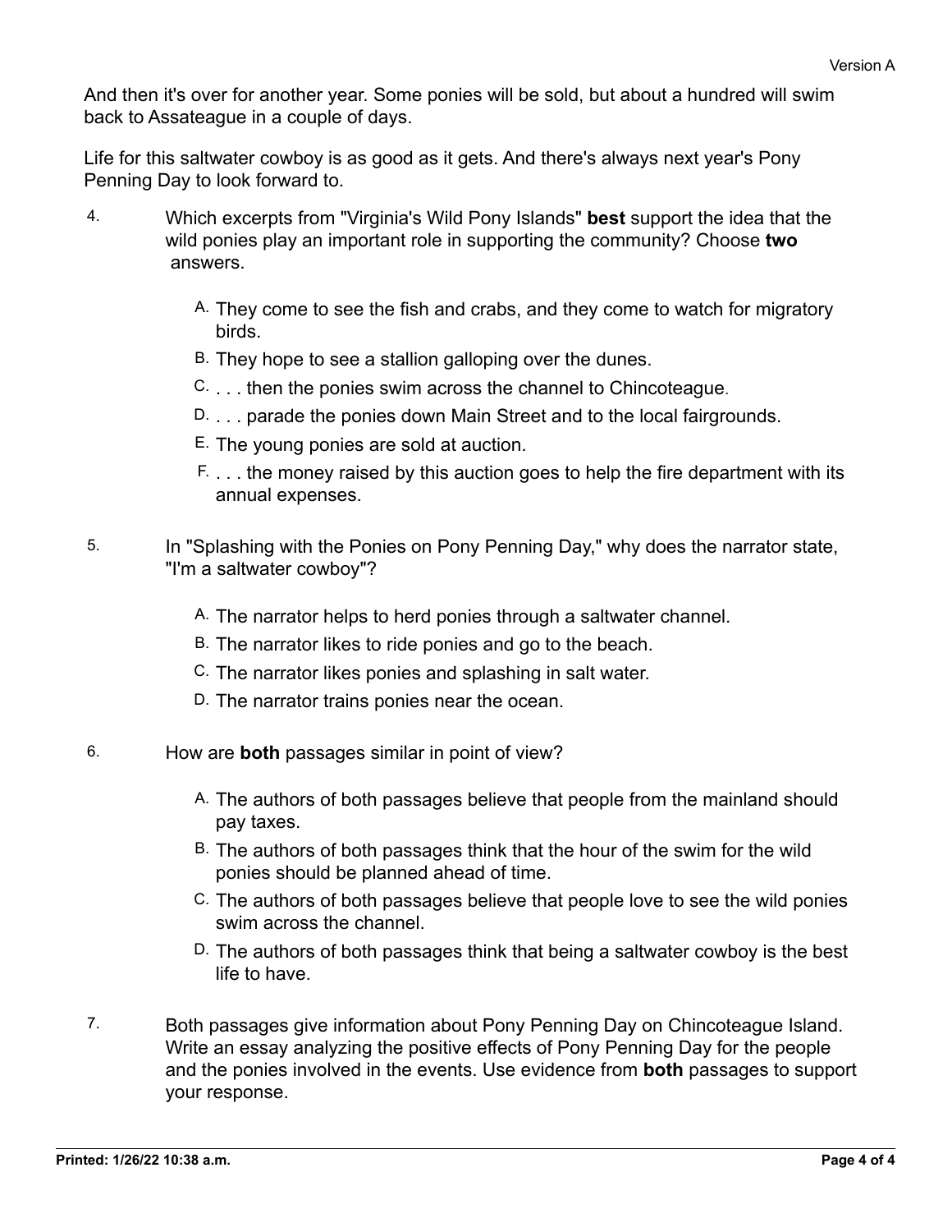And then it's over for another year. Some ponies will be sold, but about a hundred will swim back to Assateague in a couple of days.

Life for this saltwater cowboy is as good as it gets. And there's always next year's Pony Penning Day to look forward to.

4. Which excerpts from "Virginia's Wild Pony Islands" **best** support the idea that the wild ponies play an important role in supporting the community? Choose **two** answers.

   A. They come to see the fish and crabs, and they come to watch for migratory birds.

   B. They hope to see a stallion galloping over the dunes.

   C. . . . then the ponies swim across the channel to Chincoteague.

   D. . . . parade the ponies down Main Street and to the local fairgrounds.

   E. The young ponies are sold at auction.

   F. . . . the money raised by this auction goes to help the fire department with its annual expenses.

5. In "Splashing with the Ponies on Pony Penning Day," why does the narrator state, "I'm a saltwater cowboy"?

   A. The narrator helps to herd ponies through a saltwater channel.

   B. The narrator likes to ride ponies and go to the beach.

   C. The narrator likes ponies and splashing in salt water.

   D. The narrator trains ponies near the ocean.

6. How are **both** passages similar in point of view?

   A. The authors of both passages believe that people from the mainland should pay taxes.

   B. The authors of both passages think that the hour of the swim for the wild ponies should be planned ahead of time.

   C. The authors of both passages believe that people love to see the wild ponies swim across the channel.

   D. The authors of both passages think that being a saltwater cowboy is the best life to have.

7. Both passages give information about Pony Penning Day on Chincoteague Island. Write an essay analyzing the positive effects of Pony Penning Day for the people and the ponies involved in the events. Use evidence from **both** passages to support your response.